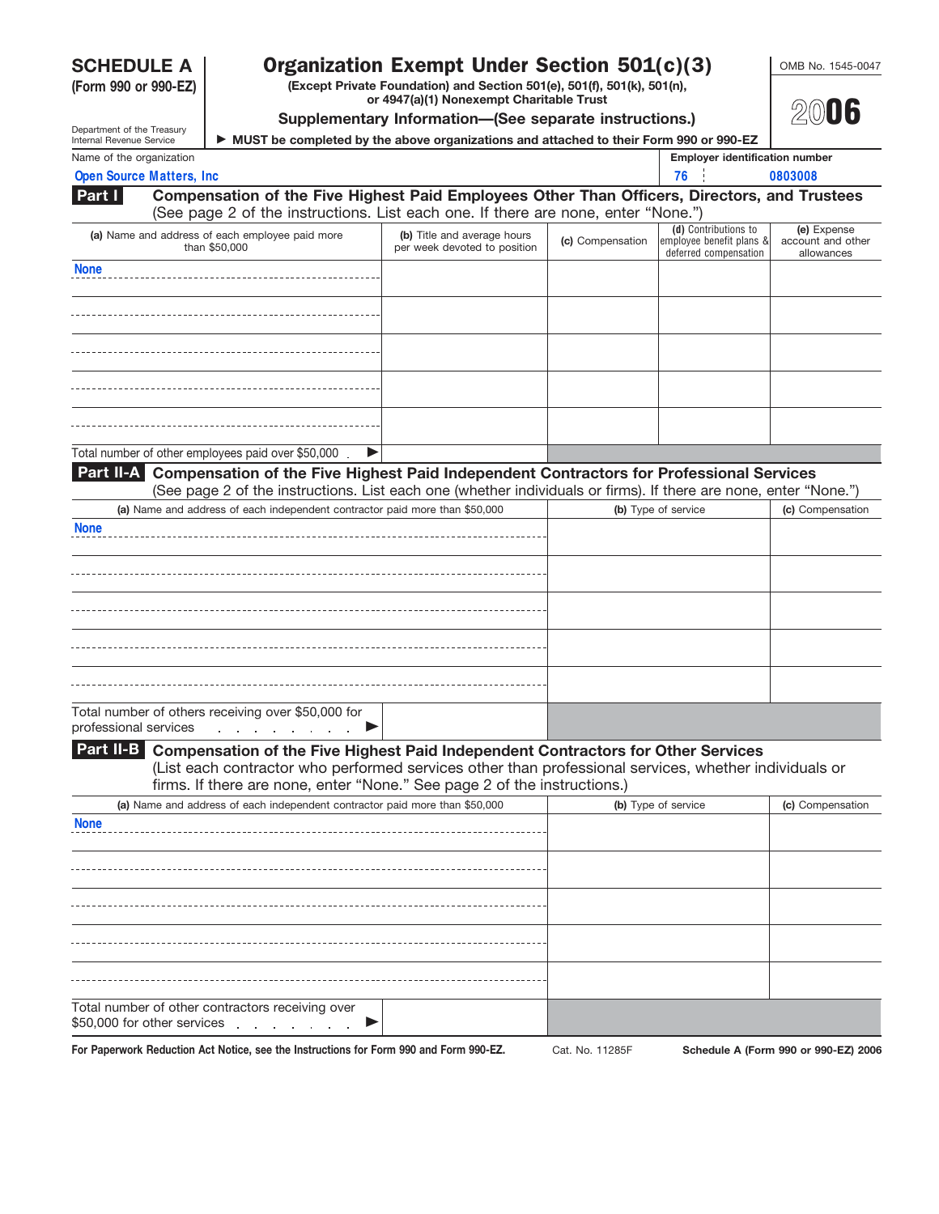**SCHEDULE A**
**(Form 990 or 990-EZ)**

Department of the Treasury
Internal Revenue Service

# Organization Exempt Under Section 501(c)(3)

**(Except Private Foundation) and Section 501(e), 501(f), 501(k), 501(n), or 4947(a)(1) Nonexempt Charitable Trust**

**Supplementary Information—(See separate instructions.)**

▶ **MUST be completed by the above organizations and attached to their Form 990 or 990-EZ**

OMB No. 1545-0047

**2006**

Name of the organization: Open Source Matters, Inc

Employer identification number: 76 0803008

## Part I Compensation of the Five Highest Paid Employees Other Than Officers, Directors, and Trustees

(See page 2 of the instructions. List each one. If there are none, enter "None.")

| (a) Name and address of each employee paid more than $50,000 | (b) Title and average hours per week devoted to position | (c) Compensation | (d) Contributions to employee benefit plans & deferred compensation | (e) Expense account and other allowances |
|---|---|---|---|---|
| None | | | | |
| | | | | |
| | | | | |
| | | | | |
| | | | | |

Total number of other employees paid over $50,000 ▶

## Part II-A Compensation of the Five Highest Paid Independent Contractors for Professional Services

(See page 2 of the instructions. List each one (whether individuals or firms). If there are none, enter "None.")

| (a) Name and address of each independent contractor paid more than $50,000 | (b) Type of service | (c) Compensation |
|---|---|---|
| None | | |
| | | |
| | | |
| | | |
| | | |

Total number of others receiving over $50,000 for professional services ▶

## Part II-B Compensation of the Five Highest Paid Independent Contractors for Other Services

(List each contractor who performed services other than professional services, whether individuals or firms. If there are none, enter "None." See page 2 of the instructions.)

| (a) Name and address of each independent contractor paid more than $50,000 | (b) Type of service | (c) Compensation |
|---|---|---|
| None | | |
| | | |
| | | |
| | | |
| | | |

Total number of other contractors receiving over $50,000 for other services ▶

**For Paperwork Reduction Act Notice, see the Instructions for Form 990 and Form 990-EZ.** Cat. No. 11285F **Schedule A (Form 990 or 990-EZ) 2006**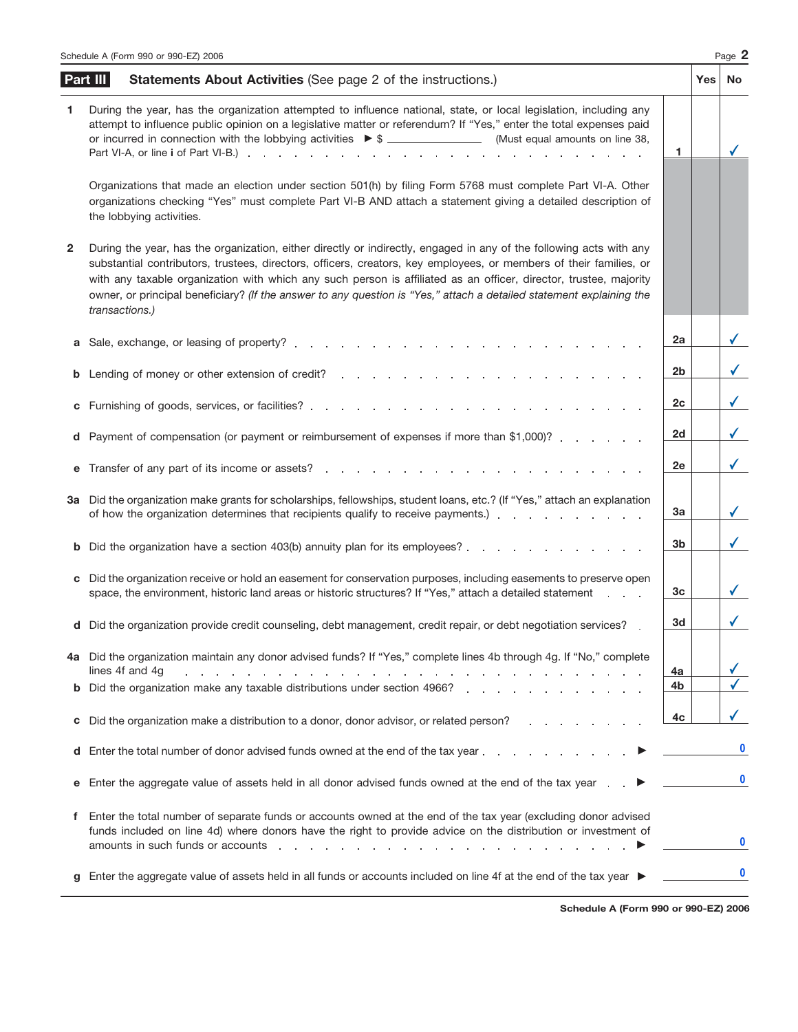## Part III Statements About Activities (See page 2 of the instructions.)

| | | | Yes | No |
|---|---|---|---|---|
| **1** | During the year, has the organization attempted to influence national, state, or local legislation, including any attempt to influence public opinion on a legislative matter or referendum? If "Yes," enter the total expenses paid or incurred in connection with the lobbying activities ▶ $ ______________ (Must equal amounts on line 38, Part VI-A, or line **i** of Part VI-B.) | 1 | | ✓ |
| | Organizations that made an election under section 501(h) by filing Form 5768 must complete Part VI-A. Other organizations checking "Yes" must complete Part VI-B AND attach a statement giving a detailed description of the lobbying activities. | | | |
| **2** | During the year, has the organization, either directly or indirectly, engaged in any of the following acts with any substantial contributors, trustees, directors, officers, creators, key employees, or members of their families, or with any taxable organization with which any such person is affiliated as an officer, director, trustee, majority owner, or principal beneficiary? *(If the answer to any question is "Yes," attach a detailed statement explaining the transactions.)* | | | |
| **a** | Sale, exchange, or leasing of property? | 2a | | ✓ |
| **b** | Lending of money or other extension of credit? | 2b | | ✓ |
| **c** | Furnishing of goods, services, or facilities? | 2c | | ✓ |
| **d** | Payment of compensation (or payment or reimbursement of expenses if more than $1,000)? | 2d | | ✓ |
| **e** | Transfer of any part of its income or assets? | 2e | | ✓ |
| **3a** | Did the organization make grants for scholarships, fellowships, student loans, etc.? (If "Yes," attach an explanation of how the organization determines that recipients qualify to receive payments.) | 3a | | ✓ |
| **b** | Did the organization have a section 403(b) annuity plan for its employees? | 3b | | ✓ |
| **c** | Did the organization receive or hold an easement for conservation purposes, including easements to preserve open space, the environment, historic land areas or historic structures? If "Yes," attach a detailed statement | 3c | | ✓ |
| **d** | Did the organization provide credit counseling, debt management, credit repair, or debt negotiation services? | 3d | | ✓ |
| **4a** | Did the organization maintain any donor advised funds? If "Yes," complete lines 4b through 4g. If "No," complete lines 4f and 4g | 4a | | ✓ |
| **b** | Did the organization make any taxable distributions under section 4966? | 4b | | ✓ |
| **c** | Did the organization make a distribution to a donor, donor advisor, or related person? | 4c | | ✓ |
| **d** | Enter the total number of donor advised funds owned at the end of the tax year ▶ | | | 0 |
| **e** | Enter the aggregate value of assets held in all donor advised funds owned at the end of the tax year ▶ | | | 0 |
| **f** | Enter the total number of separate funds or accounts owned at the end of the tax year (excluding donor advised funds included on line 4d) where donors have the right to provide advice on the distribution or investment of amounts in such funds or accounts ▶ | | | 0 |
| **g** | Enter the aggregate value of assets held in all funds or accounts included on line 4f at the end of the tax year ▶ | | | 0 |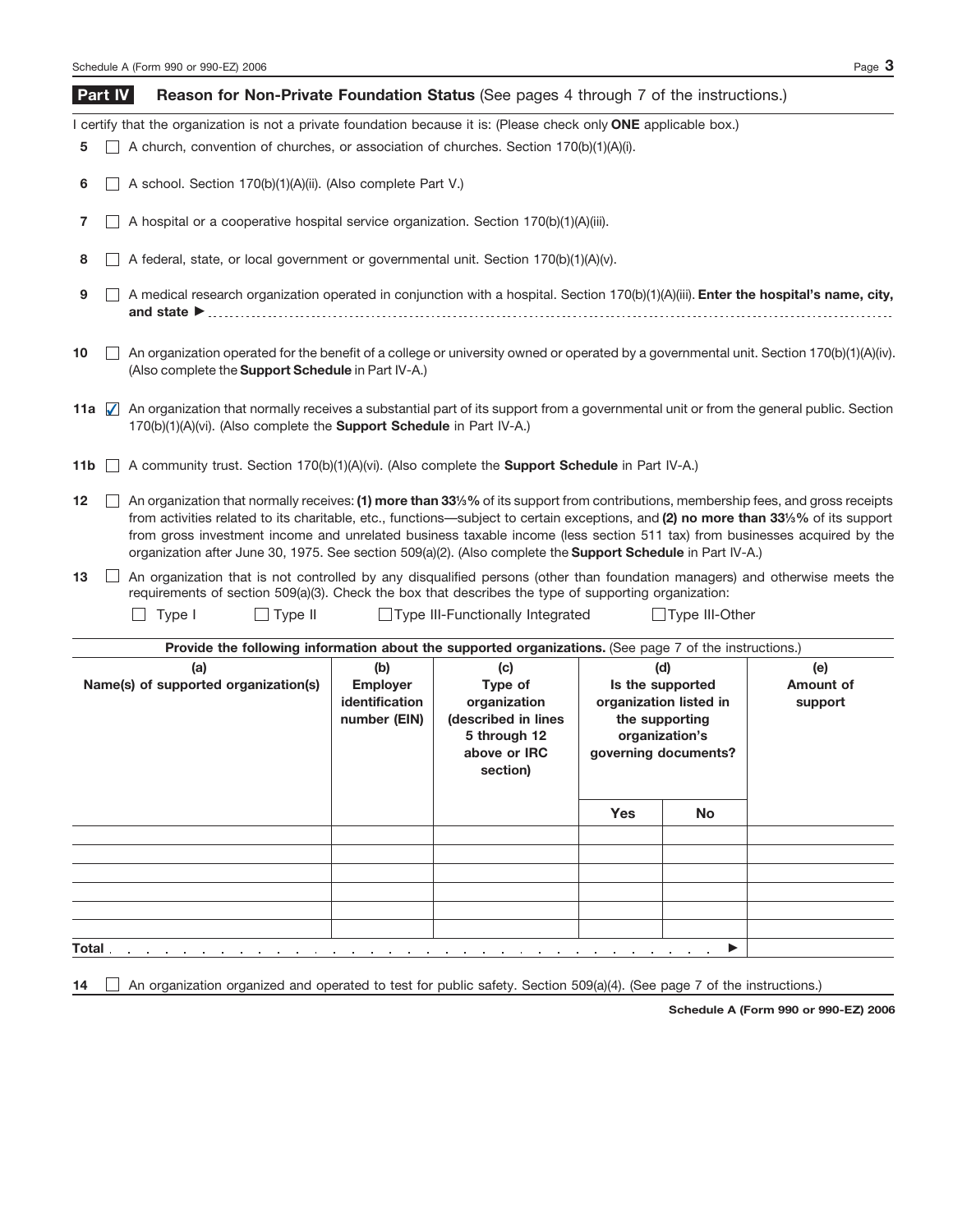## Part IV Reason for Non-Private Foundation Status (See pages 4 through 7 of the instructions.)

I certify that the organization is not a private foundation because it is: (Please check only **ONE** applicable box.)

**5** ☐ A church, convention of churches, or association of churches. Section 170(b)(1)(A)(i).

**6** ☐ A school. Section 170(b)(1)(A)(ii). (Also complete Part V.)

**7** ☐ A hospital or a cooperative hospital service organization. Section 170(b)(1)(A)(iii).

**8** ☐ A federal, state, or local government or governmental unit. Section 170(b)(1)(A)(v).

**9** ☐ A medical research organization operated in conjunction with a hospital. Section 170(b)(1)(A)(iii). **Enter the hospital's name, city, and state ►** ..........

**10** ☐ An organization operated for the benefit of a college or university owned or operated by a governmental unit. Section 170(b)(1)(A)(iv). (Also complete the **Support Schedule** in Part IV-A.)

**11a** ☑ An organization that normally receives a substantial part of its support from a governmental unit or from the general public. Section 170(b)(1)(A)(vi). (Also complete the **Support Schedule** in Part IV-A.)

**11b** ☐ A community trust. Section 170(b)(1)(A)(vi). (Also complete the **Support Schedule** in Part IV-A.)

**12** ☐ An organization that normally receives: **(1) more than 33⅓%** of its support from contributions, membership fees, and gross receipts from activities related to its charitable, etc., functions—subject to certain exceptions, and **(2) no more than 33⅓%** of its support from gross investment income and unrelated business taxable income (less section 511 tax) from businesses acquired by the organization after June 30, 1975. See section 509(a)(2). (Also complete the **Support Schedule** in Part IV-A.)

**13** ☐ An organization that is not controlled by any disqualified persons (other than foundation managers) and otherwise meets the requirements of section 509(a)(3). Check the box that describes the type of supporting organization:

☐ Type I ☐ Type II ☐ Type III-Functionally Integrated ☐ Type III-Other

**Provide the following information about the supported organizations.** (See page 7 of the instructions.)

| (a) Name(s) of supported organization(s) | (b) Employer identification number (EIN) | (c) Type of organization (described in lines 5 through 12 above or IRC section) | (d) Is the supported organization listed in the supporting organization's governing documents? | | (e) Amount of support |
|---|---|---|---|---|---|
| | | | Yes | No | |
| | | | | | |
| | | | | | |
| | | | | | |
| | | | | | |
| | | | | | |
| | | | | | |
| **Total** ► | | | | | |

**14** ☐ An organization organized and operated to test for public safety. Section 509(a)(4). (See page 7 of the instructions.)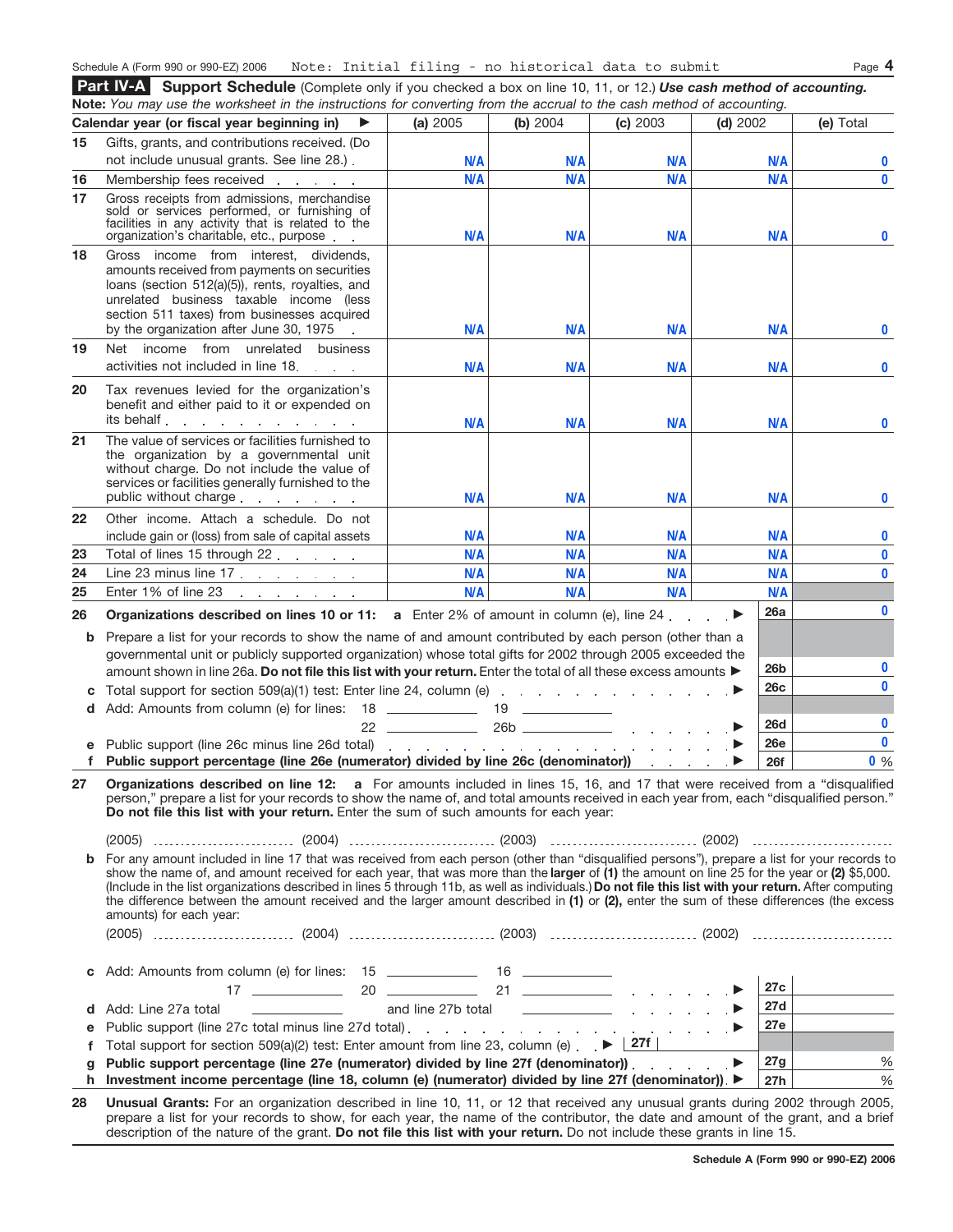Note: Initial filing - no historical data to submit

## Part IV-A Support Schedule (Complete only if you checked a box on line 10, 11, or 12.) *Use cash method of accounting.*

**Note:** *You may use the worksheet in the instructions for converting from the accrual to the cash method of accounting.*

| | Calendar year (or fiscal year beginning in) ▶ | (a) 2005 | (b) 2004 | (c) 2003 | (d) 2002 | (e) Total |
|---|---|---|---|---|---|---|
| 15 | Gifts, grants, and contributions received. (Do not include unusual grants. See line 28.) | N/A | N/A | N/A | N/A | 0 |
| 16 | Membership fees received | N/A | N/A | N/A | N/A | 0 |
| 17 | Gross receipts from admissions, merchandise sold or services performed, or furnishing of facilities in any activity that is related to the organization's charitable, etc., purpose | N/A | N/A | N/A | N/A | 0 |
| 18 | Gross income from interest, dividends, amounts received from payments on securities loans (section 512(a)(5)), rents, royalties, and unrelated business taxable income (less section 511 taxes) from businesses acquired by the organization after June 30, 1975 | N/A | N/A | N/A | N/A | 0 |
| 19 | Net income from unrelated business activities not included in line 18 | N/A | N/A | N/A | N/A | 0 |
| 20 | Tax revenues levied for the organization's benefit and either paid to it or expended on its behalf | N/A | N/A | N/A | N/A | 0 |
| 21 | The value of services or facilities furnished to the organization by a governmental unit without charge. Do not include the value of services or facilities generally furnished to the public without charge | N/A | N/A | N/A | N/A | 0 |
| 22 | Other income. Attach a schedule. Do not include gain or (loss) from sale of capital assets | N/A | N/A | N/A | N/A | 0 |
| 23 | Total of lines 15 through 22 | N/A | N/A | N/A | N/A | 0 |
| 24 | Line 23 minus line 17 | N/A | N/A | N/A | N/A | 0 |
| 25 | Enter 1% of line 23 | N/A | N/A | N/A | N/A | |

**26 Organizations described on lines 10 or 11:** **a** Enter 2% of amount in column (e), line 24 ▶ **26a** 0

**b** Prepare a list for your records to show the name of and amount contributed by each person (other than a governmental unit or publicly supported organization) whose total gifts for 2002 through 2005 exceeded the amount shown in line 26a. **Do not file this list with your return.** Enter the total of all these excess amounts ▶ **26b** 0

**c** Total support for section 509(a)(1) test: Enter line 24, column (e) ▶ **26c** 0

**d** Add: Amounts from column (e) for lines: 18 ______ 19 ______ 22 ______ 26b ______ ▶ **26d** 0

**e** Public support (line 26c minus line 26d total) ▶ **26e** 0

**f Public support percentage (line 26e (numerator) divided by line 26c (denominator))** ▶ **26f** 0 %

**27 Organizations described on line 12:** **a** For amounts included in lines 15, 16, and 17 that were received from a "disqualified person," prepare a list for your records to show the name of, and total amounts received in each year from, each "disqualified person." **Do not file this list with your return.** Enter the sum of such amounts for each year:

(2005) ............ (2004) ............ (2003) ............ (2002) ............

**b** For any amount included in line 17 that was received from each person (other than "disqualified persons"), prepare a list for your records to show the name of, and amount received for each year, that was more than the **larger** of **(1)** the amount on line 25 for the year or **(2)** $5,000. (Include in the list organizations described in lines 5 through 11b, as well as individuals.) **Do not file this list with your return.** After computing the difference between the amount received and the larger amount described in **(1)** or **(2),** enter the sum of these differences (the excess amounts) for each year:

(2005) ............ (2004) ............ (2003) ............ (2002) ............

**c** Add: Amounts from column (e) for lines: 15 ______ 16 ______ 17 ______ 20 ______ 21 ______ ▶ **27c**

**d** Add: Line 27a total ______ and line 27b total ______ ▶ **27d**

**e** Public support (line 27c total minus line 27d total) ▶ **27e**

**f** Total support for section 509(a)(2) test: Enter amount from line 23, column (e) ▶ **27f**

**g Public support percentage (line 27e (numerator) divided by line 27f (denominator))** ▶ **27g** %

**h Investment income percentage (line 18, column (e) (numerator) divided by line 27f (denominator))** ▶ **27h** %

**28 Unusual Grants:** For an organization described in line 10, 11, or 12 that received any unusual grants during 2002 through 2005, prepare a list for your records to show, for each year, the name of the contributor, the date and amount of the grant, and a brief description of the nature of the grant. **Do not file this list with your return.** Do not include these grants in line 15.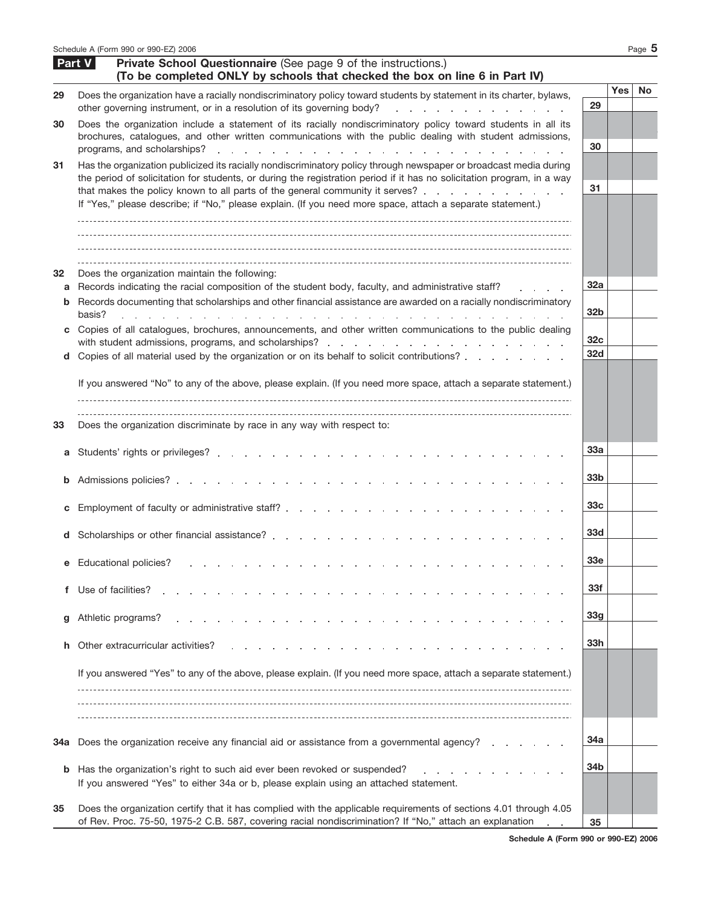## Part V — Private School Questionnaire (See page 9 of the instructions.)
**(To be completed ONLY by schools that checked the box on line 6 in Part IV)**

| | | | Yes | No |
|---|---|---|---|---|
| **29** | Does the organization have a racially nondiscriminatory policy toward students by statement in its charter, bylaws, other governing instrument, or in a resolution of its governing body? | 29 | | |
| **30** | Does the organization include a statement of its racially nondiscriminatory policy toward students in all its brochures, catalogues, and other written communications with the public dealing with student admissions, programs, and scholarships? | 30 | | |
| **31** | Has the organization publicized its racially nondiscriminatory policy through newspaper or broadcast media during the period of solicitation for students, or during the registration period if it has no solicitation program, in a way that makes the policy known to all parts of the general community it serves? | 31 | | |

If "Yes," please describe; if "No," please explain. (If you need more space, attach a separate statement.)

| | | | Yes | No |
|---|---|---|---|---|
| **32** | Does the organization maintain the following: | | | |
| **a** | Records indicating the racial composition of the student body, faculty, and administrative staff? | 32a | | |
| **b** | Records documenting that scholarships and other financial assistance are awarded on a racially nondiscriminatory basis? | 32b | | |
| **c** | Copies of all catalogues, brochures, announcements, and other written communications to the public dealing with student admissions, programs, and scholarships? | 32c | | |
| **d** | Copies of all material used by the organization or on its behalf to solicit contributions? | 32d | | |

If you answered "No" to any of the above, please explain. (If you need more space, attach a separate statement.)

| | | | Yes | No |
|---|---|---|---|---|
| **33** | Does the organization discriminate by race in any way with respect to: | | | |
| **a** | Students' rights or privileges? | 33a | | |
| **b** | Admissions policies? | 33b | | |
| **c** | Employment of faculty or administrative staff? | 33c | | |
| **d** | Scholarships or other financial assistance? | 33d | | |
| **e** | Educational policies? | 33e | | |
| **f** | Use of facilities? | 33f | | |
| **g** | Athletic programs? | 33g | | |
| **h** | Other extracurricular activities? | 33h | | |

If you answered "Yes" to any of the above, please explain. (If you need more space, attach a separate statement.)

| | | | Yes | No |
|---|---|---|---|---|
| **34a** | Does the organization receive any financial aid or assistance from a governmental agency? | 34a | | |
| **b** | Has the organization's right to such aid ever been revoked or suspended? | 34b | | |

If you answered "Yes" to either 34a or b, please explain using an attached statement.

| | | | Yes | No |
|---|---|---|---|---|
| **35** | Does the organization certify that it has complied with the applicable requirements of sections 4.01 through 4.05 of Rev. Proc. 75-50, 1975-2 C.B. 587, covering racial nondiscrimination? If "No," attach an explanation | 35 | | |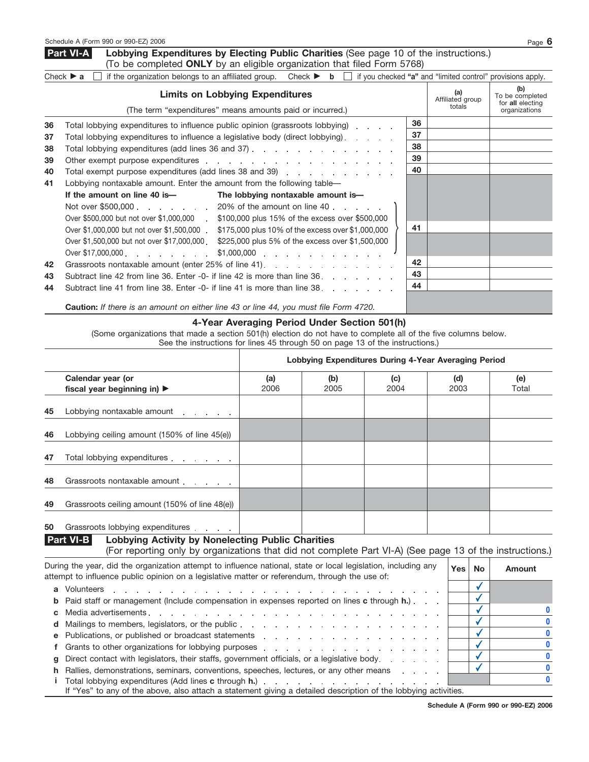Schedule A (Form 990 or 990-EZ) 2006

## Part VI-A Lobbying Expenditures by Electing Public Charities (See page 10 of the instructions.)

(To be completed **ONLY** by an eligible organization that filed Form 5768)

Check ▶ **a** ☐ if the organization belongs to an affiliated group. Check ▶ **b** ☐ if you checked **"a"** and "limited control" provisions apply.

| | **Limits on Lobbying Expenditures** (The term "expenditures" means amounts paid or incurred.) | | **(a)** Affiliated group totals | **(b)** To be completed for **all** electing organizations |
|---|---|---|---|---|
| 36 | Total lobbying expenditures to influence public opinion (grassroots lobbying) | 36 | | |
| 37 | Total lobbying expenditures to influence a legislative body (direct lobbying) | 37 | | |
| 38 | Total lobbying expenditures (add lines 36 and 37) | 38 | | |
| 39 | Other exempt purpose expenditures | 39 | | |
| 40 | Total exempt purpose expenditures (add lines 38 and 39) | 40 | | |
| 41 | Lobbying nontaxable amount. Enter the amount from the following table— | 41 | | |
| 42 | Grassroots nontaxable amount (enter 25% of line 41) | 42 | | |
| 43 | Subtract line 42 from line 36. Enter -0- if line 42 is more than line 36 | 43 | | |
| 44 | Subtract line 41 from line 38. Enter -0- if line 41 is more than line 38 | 44 | | |

| If the amount on line 40 is— | The lobbying nontaxable amount is— |
|---|---|
| Not over $500,000 | 20% of the amount on line 40 |
| Over $500,000 but not over $1,000,000 | $100,000 plus 15% of the excess over $500,000 |
| Over $1,000,000 but not over $1,500,000 | $175,000 plus 10% of the excess over $1,000,000 |
| Over $1,500,000 but not over $17,000,000 | $225,000 plus 5% of the excess over $1,500,000 |
| Over $17,000,000 | $1,000,000 |

**Caution:** *If there is an amount on either line 43 or line 44, you must file Form 4720.*

### 4-Year Averaging Period Under Section 501(h)

(Some organizations that made a section 501(h) election do not have to complete all of the five columns below. See the instructions for lines 45 through 50 on page 13 of the instructions.)

| | | **Lobbying Expenditures During 4-Year Averaging Period** | | | | |
|---|---|---|---|---|---|---|
| | **Calendar year (or fiscal year beginning in)** ▶ | **(a)** 2006 | **(b)** 2005 | **(c)** 2004 | **(d)** 2003 | **(e)** Total |
| 45 | Lobbying nontaxable amount | | | | | |
| 46 | Lobbying ceiling amount (150% of line 45(e)) | | | | | |
| 47 | Total lobbying expenditures | | | | | |
| 48 | Grassroots nontaxable amount | | | | | |
| 49 | Grassroots ceiling amount (150% of line 48(e)) | | | | | |
| 50 | Grassroots lobbying expenditures | | | | | |

## Part VI-B Lobbying Activity by Nonelecting Public Charities

(For reporting only by organizations that did not complete Part VI-A) (See page 13 of the instructions.)

| | During the year, did the organization attempt to influence national, state or local legislation, including any attempt to influence public opinion on a legislative matter or referendum, through the use of: | Yes | No | Amount |
|---|---|---|---|---|
| a | Volunteers | | ✓ | |
| b | Paid staff or management (Include compensation in expenses reported on lines **c** through **h.**) | | ✓ | |
| c | Media advertisements | | ✓ | 0 |
| d | Mailings to members, legislators, or the public | | ✓ | 0 |
| e | Publications, or published or broadcast statements | | ✓ | 0 |
| f | Grants to other organizations for lobbying purposes | | ✓ | 0 |
| g | Direct contact with legislators, their staffs, government officials, or a legislative body | | ✓ | 0 |
| h | Rallies, demonstrations, seminars, conventions, speeches, lectures, or any other means | | ✓ | 0 |
| i | Total lobbying expenditures (Add lines **c** through **h.**) | | | 0 |

If "Yes" to any of the above, also attach a statement giving a detailed description of the lobbying activities.

Schedule A (Form 990 or 990-EZ) 2006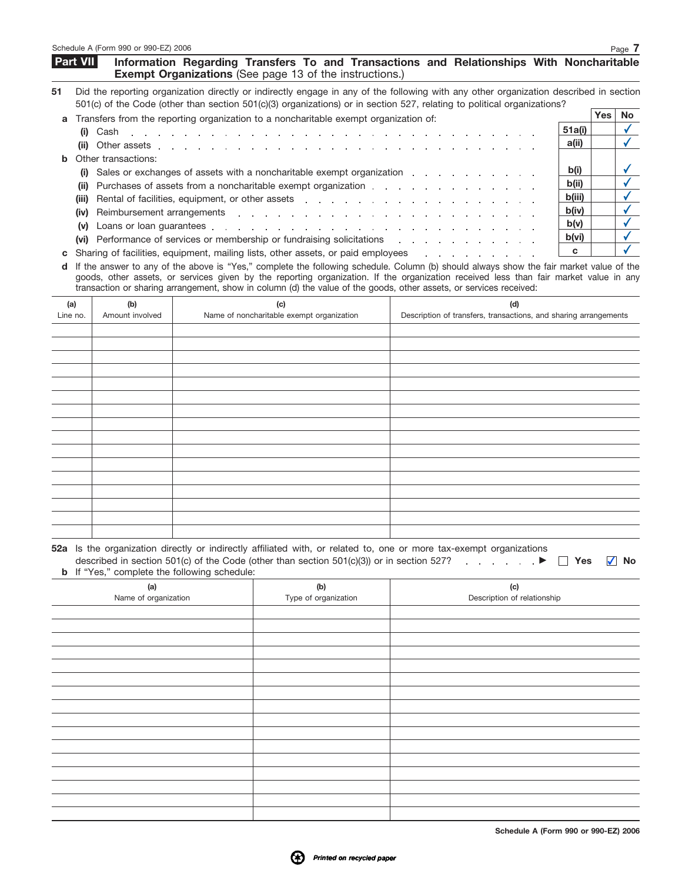## Part VII Information Regarding Transfers To and Transactions and Relationships With Noncharitable Exempt Organizations (See page 13 of the instructions.)

**51** Did the reporting organization directly or indirectly engage in any of the following with any other organization described in section 501(c) of the Code (other than section 501(c)(3) organizations) or in section 527, relating to political organizations?

| | | Yes | No |
|---|---|---|---|
| **a** Transfers from the reporting organization to a noncharitable exempt organization of: | | | |
| **(i)** Cash | **51a(i)** | | ✓ |
| **(ii)** Other assets | **a(ii)** | | ✓ |
| **b** Other transactions: | | | |
| **(i)** Sales or exchanges of assets with a noncharitable exempt organization | **b(i)** | | ✓ |
| **(ii)** Purchases of assets from a noncharitable exempt organization | **b(ii)** | | ✓ |
| **(iii)** Rental of facilities, equipment, or other assets | **b(iii)** | | ✓ |
| **(iv)** Reimbursement arrangements | **b(iv)** | | ✓ |
| **(v)** Loans or loan guarantees | **b(v)** | | ✓ |
| **(vi)** Performance of services or membership or fundraising solicitations | **b(vi)** | | ✓ |
| **c** Sharing of facilities, equipment, mailing lists, other assets, or paid employees | **c** | | ✓ |

**d** If the answer to any of the above is "Yes," complete the following schedule. Column (b) should always show the fair market value of the goods, other assets, or services given by the reporting organization. If the organization received less than fair market value in any transaction or sharing arrangement, show in column (d) the value of the goods, other assets, or services received:

| (a) Line no. | (b) Amount involved | (c) Name of noncharitable exempt organization | (d) Description of transfers, transactions, and sharing arrangements |
|---|---|---|---|
| | | | |

**52a** Is the organization directly or indirectly affiliated with, or related to, one or more tax-exempt organizations described in section 501(c) of the Code (other than section 501(c)(3)) or in section 527? ▶ ☐ Yes ☑ No

**b** If "Yes," complete the following schedule:

| (a) Name of organization | (b) Type of organization | (c) Description of relationship |
|---|---|---|
| | | |

Schedule A (Form 990 or 990-EZ) 2006

Printed on recycled paper